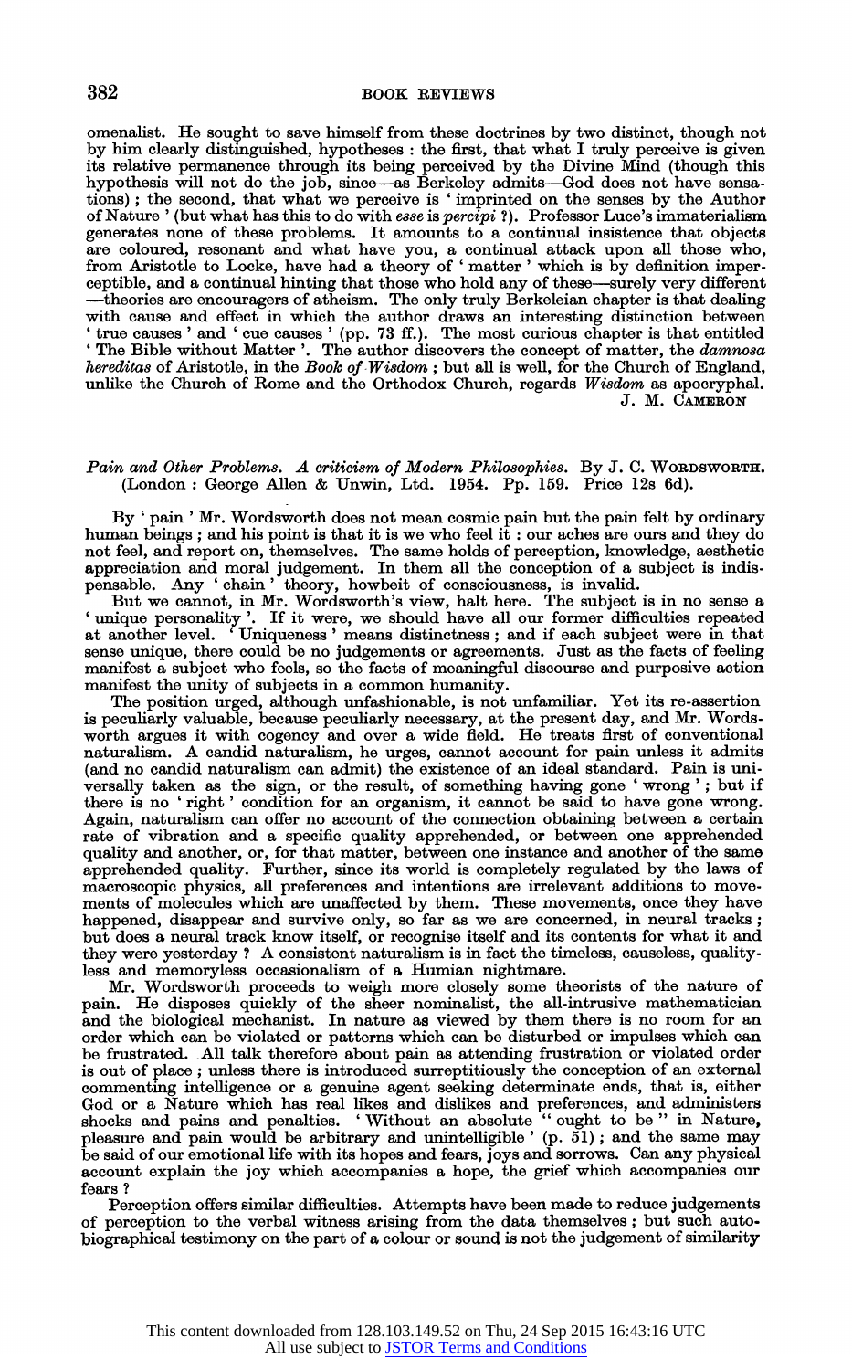omenalist. He sought to save himself from these doctrines by two distinct, though not by him clearly distinguished, hypotheses : the first, that what I truly perceive is given its relative permanence through its being perceived by the Divine Mind (though this hypothesis will not do the job, since—as Berkeley admits—God does not have sensations) ; the second, that what we perceive is ' imprinted on the senses by the Author of Nature ' (but what has this to do with *esse* is *percipi* ?). Professor Luce's immaterialism generates none of these problems. It amounts to a continual insistence that objects are coloured, resonant and what have you, a continual attack upon all those who, from Aristotle to Locke, have had a theory of ' matter ' which is by definition imperceptible, and a continual hinting that those who hold any of these—surely very different—theories are encouragers of atheism. The only truly Berkeleian chapter is that dealing with cause and effect in which the author draws an interesting distinction between ' true causes ' and ' cue causes ' (pp. 73 ff.). The most curious chapter is that entitled ' The Bible without Matter '. The author discovers the concept of matter, the *damnosa hereditas* of Aristotle, in the *Book of Wisdom* ; but all is well, for the Church of England, unlike the Church of Rome and the Orthodox Church, regards *Wisdom* as apocryphal.

J. M. CAMERON

---

*Pain and Other Problems. A criticism of Modern Philosophies.* By J. C. WORDSWORTH. (London : George Allen & Unwin, Ltd. 1954. Pp. 159. Price 12s 6d).

By ' pain ' Mr. Wordsworth does not mean cosmic pain but the pain felt by ordinary human beings ; and his point is that it is we who feel it : our aches are ours and they do not feel, and report on, themselves. The same holds of perception, knowledge, aesthetic appreciation and moral judgement. In them all the conception of a subject is indispensable. Any ' chain ' theory, howbeit of consciousness, is invalid.

But we cannot, in Mr. Wordsworth's view, halt here. The subject is in no sense a ' unique personality '. If it were, we should have all our former difficulties repeated at another level. ' Uniqueness ' means distinctness ; and if each subject were in that sense unique, there could be no judgements or agreements. Just as the facts of feeling manifest a subject who feels, so the facts of meaningful discourse and purposive action manifest the unity of subjects in a common humanity.

The position urged, although unfashionable, is not unfamiliar. Yet its re-assertion is peculiarly valuable, because peculiarly necessary, at the present day, and Mr. Wordsworth argues it with cogency and over a wide field. He treats first of conventional naturalism. A candid naturalism, he urges, cannot account for pain unless it admits (and no candid naturalism can admit) the existence of an ideal standard. Pain is universally taken as the sign, or the result, of something having gone ' wrong ' ; but if there is no ' right ' condition for an organism, it cannot be said to have gone wrong. Again, naturalism can offer no account of the connection obtaining between a certain rate of vibration and a specific quality apprehended, or between one apprehended quality and another, or, for that matter, between one instance and another of the same apprehended quality. Further, since its world is completely regulated by the laws of macroscopic physics, all preferences and intentions are irrelevant additions to movements of molecules which are unaffected by them. These movements, once they have happened, disappear and survive only, so far as we are concerned, in neural tracks ; but does a neural track know itself, or recognise itself and its contents for what it and they were yesterday ? A consistent naturalism is in fact the timeless, causeless, qualityless and memoryless occasionalism of a Humian nightmare.

Mr. Wordsworth proceeds to weigh more closely some theorists of the nature of pain. He disposes quickly of the sheer nominalist, the all-intrusive mathematician and the biological mechanist. In nature as viewed by them there is no room for an order which can be violated or patterns which can be disturbed or impulses which can be frustrated. All talk therefore about pain as attending frustration or violated order is out of place ; unless there is introduced surreptitiously the conception of an external commenting intelligence or a genuine agent seeking determinate ends, that is, either God or a Nature which has real likes and dislikes and preferences, and administers shocks and pains and penalties. ' Without an absolute " ought to be " in Nature, pleasure and pain would be arbitrary and unintelligible ' (p. 51) ; and the same may be said of our emotional life with its hopes and fears, joys and sorrows. Can any physical account explain the joy which accompanies a hope, the grief which accompanies our fears ?

Perception offers similar difficulties. Attempts have been made to reduce judgements of perception to the verbal witness arising from the data themselves ; but such autobiographical testimony on the part of a colour or sound is not the judgement of similarity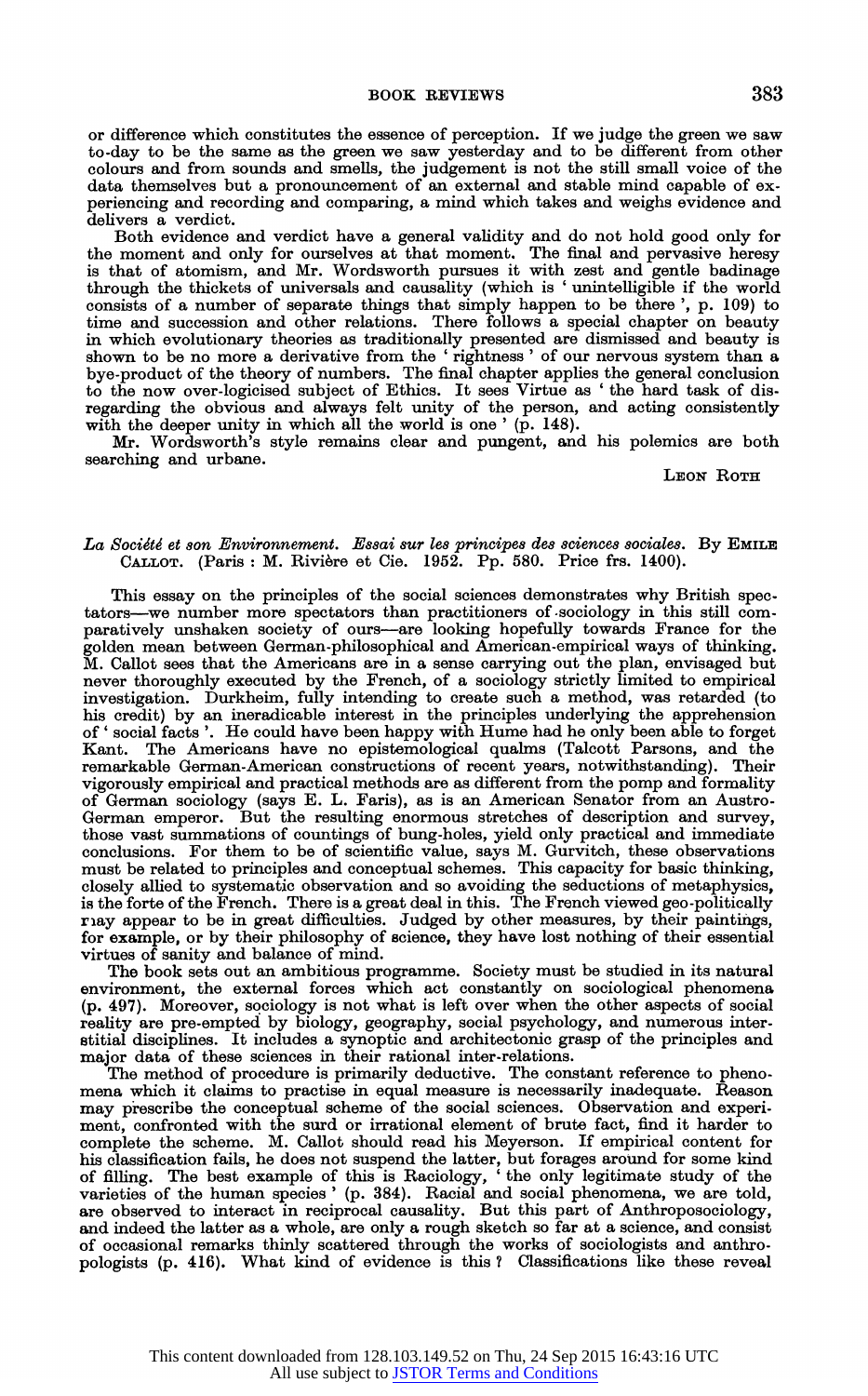or difference which constitutes the essence of perception. If we judge the green we saw to-day to be the same as the green we saw yesterday and to be different from other colours and from sounds and smells, the judgement is not the still small voice of the data themselves but a pronouncement of an external and stable mind capable of experiencing and recording and comparing, a mind which takes and weighs evidence and delivers a verdict.

Both evidence and verdict have a general validity and do not hold good only for the moment and only for ourselves at that moment. The final and pervasive heresy is that of atomism, and Mr. Wordsworth pursues it with zest and gentle badinage through the thickets of universals and causality (which is 'unintelligible if the world consists of a number of separate things that simply happen to be there', p. 109) to time and succession and other relations. There follows a special chapter on beauty in which evolutionary theories as traditionally presented are dismissed and beauty is shown to be no more a derivative from the 'rightness' of our nervous system than a bye-product of the theory of numbers. The final chapter applies the general conclusion to the now over-logicised subject of Ethics. It sees Virtue as 'the hard task of disregarding the obvious and always felt unity of the person, and acting consistently with the deeper unity in which all the world is one' (p. 148).

Mr. Wordsworth's style remains clear and pungent, and his polemics are both searching and urbane.

LEON ROTH

*La Société et son Environnement. Essai sur les principes des sciences sociales.* By EMILE CALLOT. (Paris : M. Rivière et Cie. 1952. Pp. 580. Price frs. 1400).

This essay on the principles of the social sciences demonstrates why British spectators—we number more spectators than practitioners of sociology in this still comparatively unshaken society of ours—are looking hopefully towards France for the golden mean between German-philosophical and American-empirical ways of thinking. M. Callot sees that the Americans are in a sense carrying out the plan, envisaged but never thoroughly executed by the French, of a sociology strictly limited to empirical investigation. Durkheim, fully intending to create such a method, was retarded (to his credit) by an ineradicable interest in the principles underlying the apprehension of 'social facts'. He could have been happy with Hume had he only been able to forget Kant. The Americans have no epistemological qualms (Talcott Parsons, and the remarkable German-American constructions of recent years, notwithstanding). Their vigorously empirical and practical methods are as different from the pomp and formality of German sociology (says E. L. Faris), as is an American Senator from an Austro-German emperor. But the resulting enormous stretches of description and survey, those vast summations of countings of bung-holes, yield only practical and immediate conclusions. For them to be of scientific value, says M. Gurvitch, these observations must be related to principles and conceptual schemes. This capacity for basic thinking, closely allied to systematic observation and so avoiding the seductions of metaphysics, is the forte of the French. There is a great deal in this. The French viewed geo-politically may appear to be in great difficulties. Judged by other measures, by their paintings, for example, or by their philosophy of science, they have lost nothing of their essential virtues of sanity and balance of mind.

The book sets out an ambitious programme. Society must be studied in its natural environment, the external forces which act constantly on sociological phenomena (p. 497). Moreover, sociology is not what is left over when the other aspects of social reality are pre-empted by biology, geography, social psychology, and numerous interstitial disciplines. It includes a synoptic and architectonic grasp of the principles and major data of these sciences in their rational inter-relations.

The method of procedure is primarily deductive. The constant reference to phenomena which it claims to practise in equal measure is necessarily inadequate. Reason may prescribe the conceptual scheme of the social sciences. Observation and experiment, confronted with the surd or irrational element of brute fact, find it harder to complete the scheme. M. Callot should read his Meyerson. If empirical content for his classification fails, he does not suspend the latter, but forages around for some kind of filling. The best example of this is Raciology, 'the only legitimate study of the varieties of the human species' (p. 384). Racial and social phenomena, we are told, are observed to interact in reciprocal causality. But this part of Anthroposociology, and indeed the latter as a whole, are only a rough sketch so far at a science, and consist of occasional remarks thinly scattered through the works of sociologists and anthropologists (p. 416). What kind of evidence is this? Classifications like these reveal